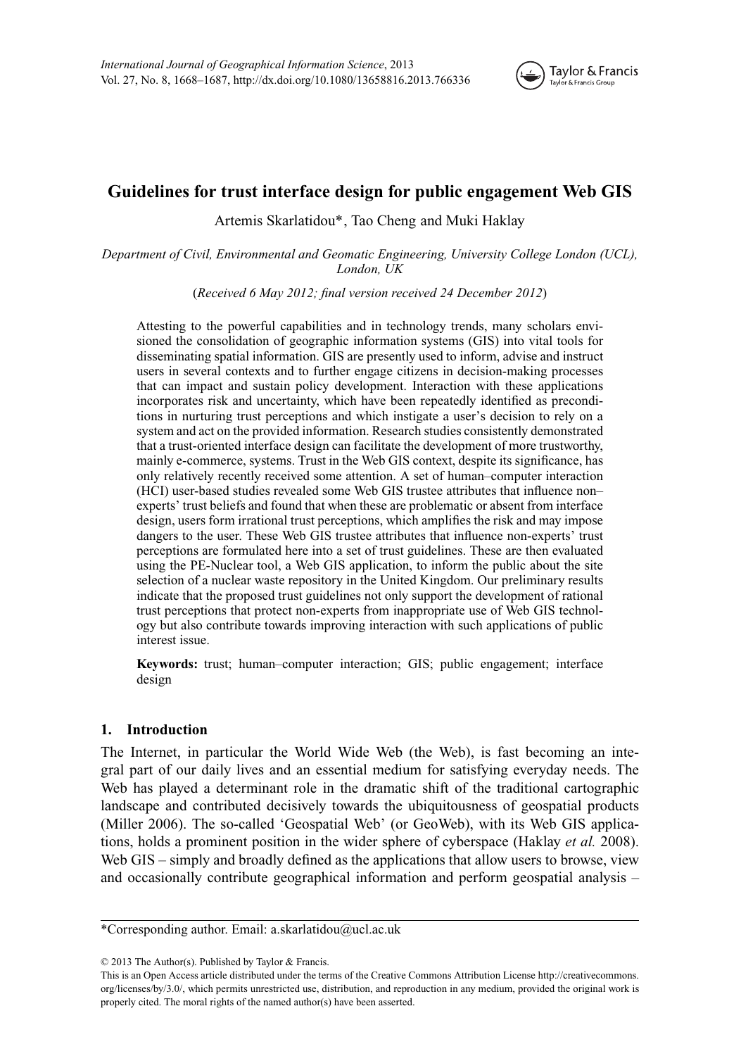# Guidelines for trust interface design for public engagement Web GIS

Artemis Skarlatidou*, Tao Cheng and Muki Haklay

*Department of Civil, Environmental and Geomatic Engineering, University College London (UCL), London, UK*

(*Received 6 May 2012; final version received 24 December 2012*)

Attesting to the powerful capabilities and in technology trends, many scholars envisioned the consolidation of geographic information systems (GIS) into vital tools for disseminating spatial information. GIS are presently used to inform, advise and instruct users in several contexts and to further engage citizens in decision-making processes that can impact and sustain policy development. Interaction with these applications incorporates risk and uncertainty, which have been repeatedly identified as preconditions in nurturing trust perceptions and which instigate a user's decision to rely on a system and act on the provided information. Research studies consistently demonstrated that a trust-oriented interface design can facilitate the development of more trustworthy, mainly e-commerce, systems. Trust in the Web GIS context, despite its significance, has only relatively recently received some attention. A set of human–computer interaction (HCI) user-based studies revealed some Web GIS trustee attributes that influence non–experts' trust beliefs and found that when these are problematic or absent from interface design, users form irrational trust perceptions, which amplifies the risk and may impose dangers to the user. These Web GIS trustee attributes that influence non-experts' trust perceptions are formulated here into a set of trust guidelines. These are then evaluated using the PE-Nuclear tool, a Web GIS application, to inform the public about the site selection of a nuclear waste repository in the United Kingdom. Our preliminary results indicate that the proposed trust guidelines not only support the development of rational trust perceptions that protect non-experts from inappropriate use of Web GIS technology but also contribute towards improving interaction with such applications of public interest issue.

**Keywords:** trust; human–computer interaction; GIS; public engagement; interface design

## 1. Introduction

The Internet, in particular the World Wide Web (the Web), is fast becoming an integral part of our daily lives and an essential medium for satisfying everyday needs. The Web has played a determinant role in the dramatic shift of the traditional cartographic landscape and contributed decisively towards the ubiquitousness of geospatial products (Miller 2006). The so-called 'Geospatial Web' (or GeoWeb), with its Web GIS applications, holds a prominent position in the wider sphere of cyberspace (Haklay *et al.* 2008). Web GIS – simply and broadly defined as the applications that allow users to browse, view and occasionally contribute geographical information and perform geospatial analysis –

*Corresponding author. Email: a.skarlatidou@ucl.ac.uk

© 2013 The Author(s). Published by Taylor & Francis.
This is an Open Access article distributed under the terms of the Creative Commons Attribution License http://creativecommons.org/licenses/by/3.0/, which permits unrestricted use, distribution, and reproduction in any medium, provided the original work is properly cited. The moral rights of the named author(s) have been asserted.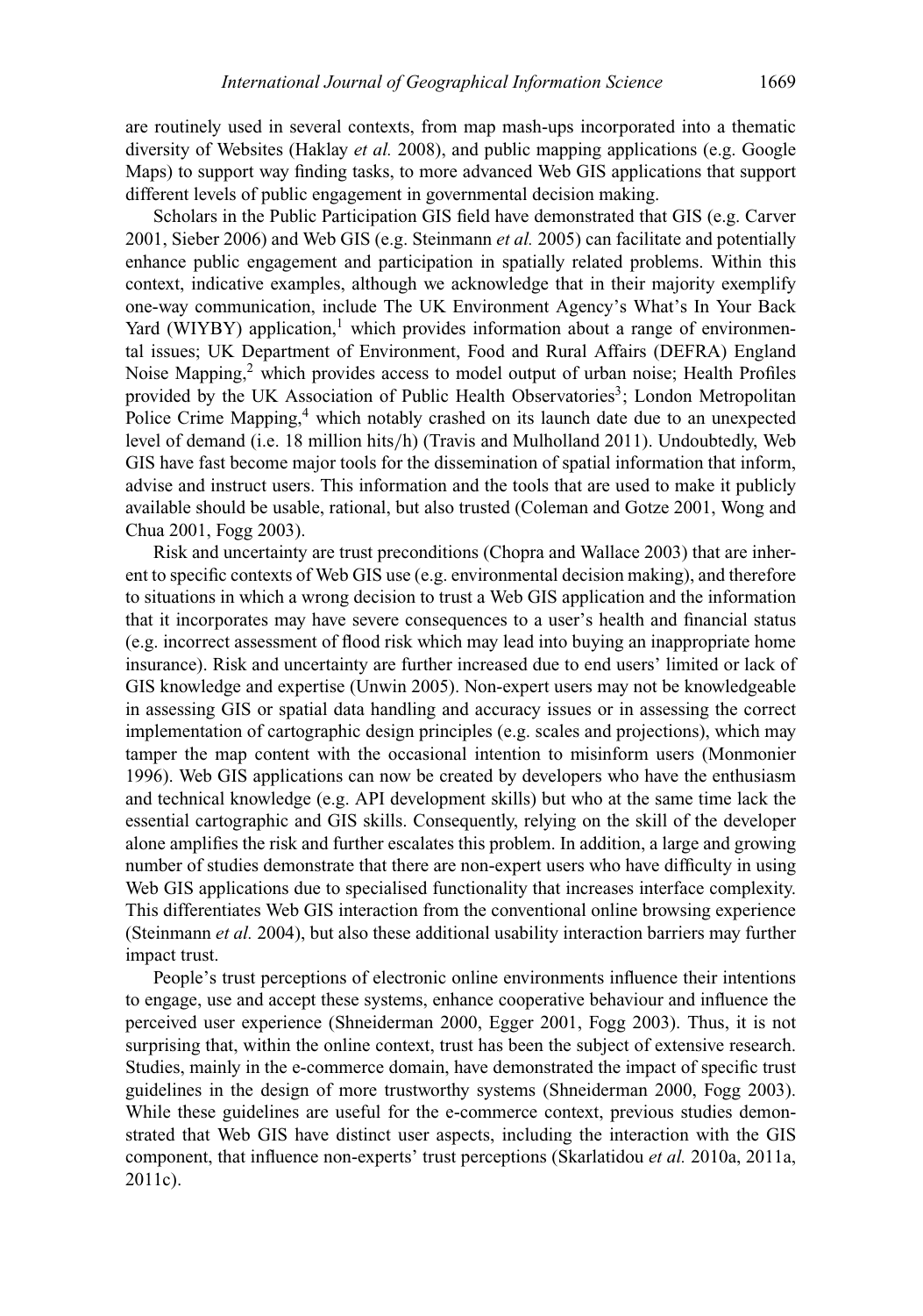are routinely used in several contexts, from map mash-ups incorporated into a thematic diversity of Websites (Haklay *et al.* 2008), and public mapping applications (e.g. Google Maps) to support way finding tasks, to more advanced Web GIS applications that support different levels of public engagement in governmental decision making.

Scholars in the Public Participation GIS field have demonstrated that GIS (e.g. Carver 2001, Sieber 2006) and Web GIS (e.g. Steinmann *et al.* 2005) can facilitate and potentially enhance public engagement and participation in spatially related problems. Within this context, indicative examples, although we acknowledge that in their majority exemplify one-way communication, include The UK Environment Agency's What's In Your Back Yard (WIYBY) application,[1] which provides information about a range of environmental issues; UK Department of Environment, Food and Rural Affairs (DEFRA) England Noise Mapping,[2] which provides access to model output of urban noise; Health Profiles provided by the UK Association of Public Health Observatories[3]; London Metropolitan Police Crime Mapping,[4] which notably crashed on its launch date due to an unexpected level of demand (i.e. 18 million hits/h) (Travis and Mulholland 2011). Undoubtedly, Web GIS have fast become major tools for the dissemination of spatial information that inform, advise and instruct users. This information and the tools that are used to make it publicly available should be usable, rational, but also trusted (Coleman and Gotze 2001, Wong and Chua 2001, Fogg 2003).

Risk and uncertainty are trust preconditions (Chopra and Wallace 2003) that are inherent to specific contexts of Web GIS use (e.g. environmental decision making), and therefore to situations in which a wrong decision to trust a Web GIS application and the information that it incorporates may have severe consequences to a user's health and financial status (e.g. incorrect assessment of flood risk which may lead into buying an inappropriate home insurance). Risk and uncertainty are further increased due to end users' limited or lack of GIS knowledge and expertise (Unwin 2005). Non-expert users may not be knowledgeable in assessing GIS or spatial data handling and accuracy issues or in assessing the correct implementation of cartographic design principles (e.g. scales and projections), which may tamper the map content with the occasional intention to misinform users (Monmonier 1996). Web GIS applications can now be created by developers who have the enthusiasm and technical knowledge (e.g. API development skills) but who at the same time lack the essential cartographic and GIS skills. Consequently, relying on the skill of the developer alone amplifies the risk and further escalates this problem. In addition, a large and growing number of studies demonstrate that there are non-expert users who have difficulty in using Web GIS applications due to specialised functionality that increases interface complexity. This differentiates Web GIS interaction from the conventional online browsing experience (Steinmann *et al.* 2004), but also these additional usability interaction barriers may further impact trust.

People's trust perceptions of electronic online environments influence their intentions to engage, use and accept these systems, enhance cooperative behaviour and influence the perceived user experience (Shneiderman 2000, Egger 2001, Fogg 2003). Thus, it is not surprising that, within the online context, trust has been the subject of extensive research. Studies, mainly in the e-commerce domain, have demonstrated the impact of specific trust guidelines in the design of more trustworthy systems (Shneiderman 2000, Fogg 2003). While these guidelines are useful for the e-commerce context, previous studies demonstrated that Web GIS have distinct user aspects, including the interaction with the GIS component, that influence non-experts' trust perceptions (Skarlatidou *et al.* 2010a, 2011a, 2011c).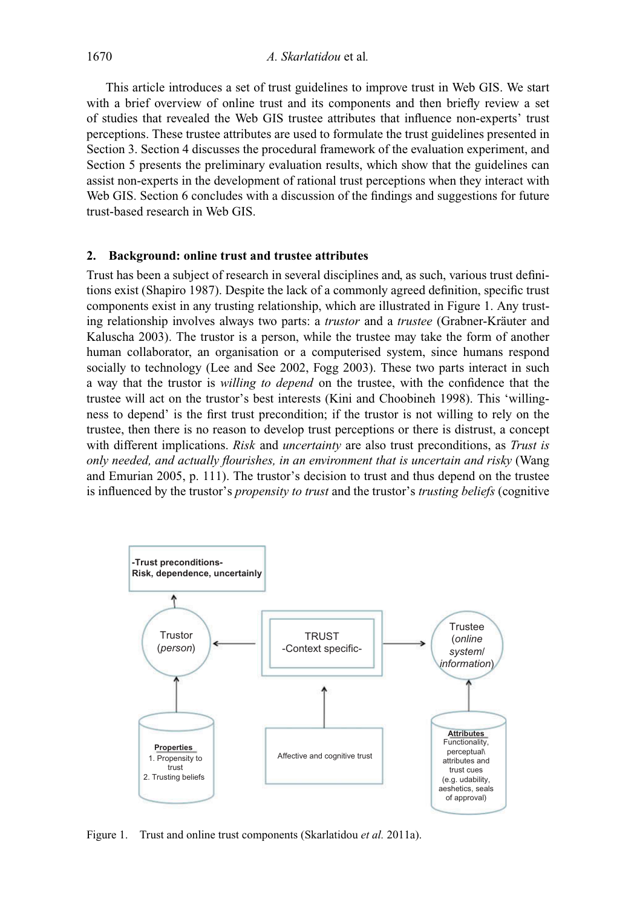This article introduces a set of trust guidelines to improve trust in Web GIS. We start with a brief overview of online trust and its components and then briefly review a set of studies that revealed the Web GIS trustee attributes that influence non-experts' trust perceptions. These trustee attributes are used to formulate the trust guidelines presented in Section 3. Section 4 discusses the procedural framework of the evaluation experiment, and Section 5 presents the preliminary evaluation results, which show that the guidelines can assist non-experts in the development of rational trust perceptions when they interact with Web GIS. Section 6 concludes with a discussion of the findings and suggestions for future trust-based research in Web GIS.

## 2. Background: online trust and trustee attributes

Trust has been a subject of research in several disciplines and, as such, various trust definitions exist (Shapiro 1987). Despite the lack of a commonly agreed definition, specific trust components exist in any trusting relationship, which are illustrated in Figure 1. Any trusting relationship involves always two parts: a *trustor* and a *trustee* (Grabner-Kräuter and Kaluscha 2003). The trustor is a person, while the trustee may take the form of another human collaborator, an organisation or a computerised system, since humans respond socially to technology (Lee and See 2002, Fogg 2003). These two parts interact in such a way that the trustor is *willing to depend* on the trustee, with the confidence that the trustee will act on the trustor's best interests (Kini and Choobineh 1998). This 'willingness to depend' is the first trust precondition; if the trustor is not willing to rely on the trustee, then there is no reason to develop trust perceptions or there is distrust, a concept with different implications. *Risk* and *uncertainty* are also trust preconditions, as *Trust is only needed, and actually flourishes, in an environment that is uncertain and risky* (Wang and Emurian 2005, p. 111). The trustor's decision to trust and thus depend on the trustee is influenced by the trustor's *propensity to trust* and the trustor's *trusting beliefs* (cognitive

-Trust preconditions-
Risk, dependence, uncertainly

Trustor (*person*)

TRUST
-Context specific-

Trustee (*online system/ information*)

**Properties**
1. Propensity to trust
2. Trusting beliefs

Affective and cognitive trust

**Attributes**
Functionality, perceptual\ attributes and trust cues (e.g. udability, aeshetics, seals of approval)

Figure 1. Trust and online trust components (Skarlatidou *et al.* 2011a).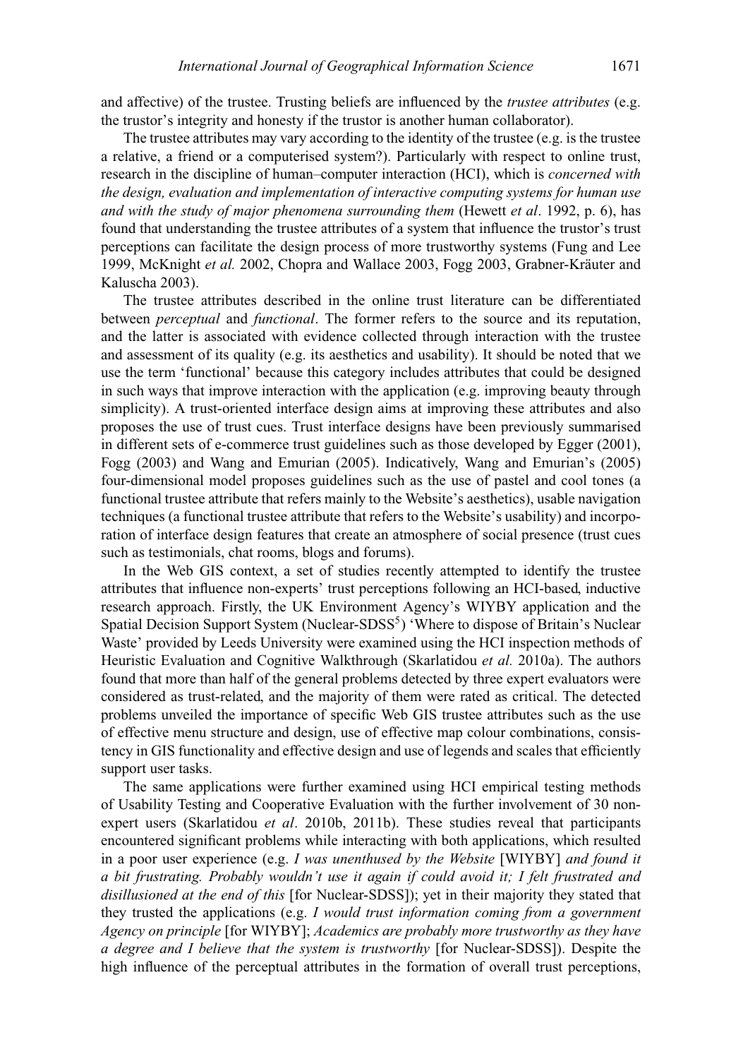and affective) of the trustee. Trusting beliefs are influenced by the *trustee attributes* (e.g. the trustor's integrity and honesty if the trustor is another human collaborator).

The trustee attributes may vary according to the identity of the trustee (e.g. is the trustee a relative, a friend or a computerised system?). Particularly with respect to online trust, research in the discipline of human–computer interaction (HCI), which is *concerned with the design, evaluation and implementation of interactive computing systems for human use and with the study of major phenomena surrounding them* (Hewett *et al*. 1992, p. 6), has found that understanding the trustee attributes of a system that influence the trustor's trust perceptions can facilitate the design process of more trustworthy systems (Fung and Lee 1999, McKnight *et al.* 2002, Chopra and Wallace 2003, Fogg 2003, Grabner-Kräuter and Kaluscha 2003).

The trustee attributes described in the online trust literature can be differentiated between *perceptual* and *functional*. The former refers to the source and its reputation, and the latter is associated with evidence collected through interaction with the trustee and assessment of its quality (e.g. its aesthetics and usability). It should be noted that we use the term 'functional' because this category includes attributes that could be designed in such ways that improve interaction with the application (e.g. improving beauty through simplicity). A trust-oriented interface design aims at improving these attributes and also proposes the use of trust cues. Trust interface designs have been previously summarised in different sets of e-commerce trust guidelines such as those developed by Egger (2001), Fogg (2003) and Wang and Emurian (2005). Indicatively, Wang and Emurian's (2005) four-dimensional model proposes guidelines such as the use of pastel and cool tones (a functional trustee attribute that refers mainly to the Website's aesthetics), usable navigation techniques (a functional trustee attribute that refers to the Website's usability) and incorporation of interface design features that create an atmosphere of social presence (trust cues such as testimonials, chat rooms, blogs and forums).

In the Web GIS context, a set of studies recently attempted to identify the trustee attributes that influence non-experts' trust perceptions following an HCI-based, inductive research approach. Firstly, the UK Environment Agency's WIYBY application and the Spatial Decision Support System (Nuclear-SDSS[5]) 'Where to dispose of Britain's Nuclear Waste' provided by Leeds University were examined using the HCI inspection methods of Heuristic Evaluation and Cognitive Walkthrough (Skarlatidou *et al.* 2010a). The authors found that more than half of the general problems detected by three expert evaluators were considered as trust-related, and the majority of them were rated as critical. The detected problems unveiled the importance of specific Web GIS trustee attributes such as the use of effective menu structure and design, use of effective map colour combinations, consistency in GIS functionality and effective design and use of legends and scales that efficiently support user tasks.

The same applications were further examined using HCI empirical testing methods of Usability Testing and Cooperative Evaluation with the further involvement of 30 non-expert users (Skarlatidou *et al*. 2010b, 2011b). These studies reveal that participants encountered significant problems while interacting with both applications, which resulted in a poor user experience (e.g. *I was unenthused by the Website* [WIYBY] *and found it a bit frustrating. Probably wouldn't use it again if could avoid it; I felt frustrated and disillusioned at the end of this* [for Nuclear-SDSS]); yet in their majority they stated that they trusted the applications (e.g. *I would trust information coming from a government Agency on principle* [for WIYBY]; *Academics are probably more trustworthy as they have a degree and I believe that the system is trustworthy* [for Nuclear-SDSS]). Despite the high influence of the perceptual attributes in the formation of overall trust perceptions,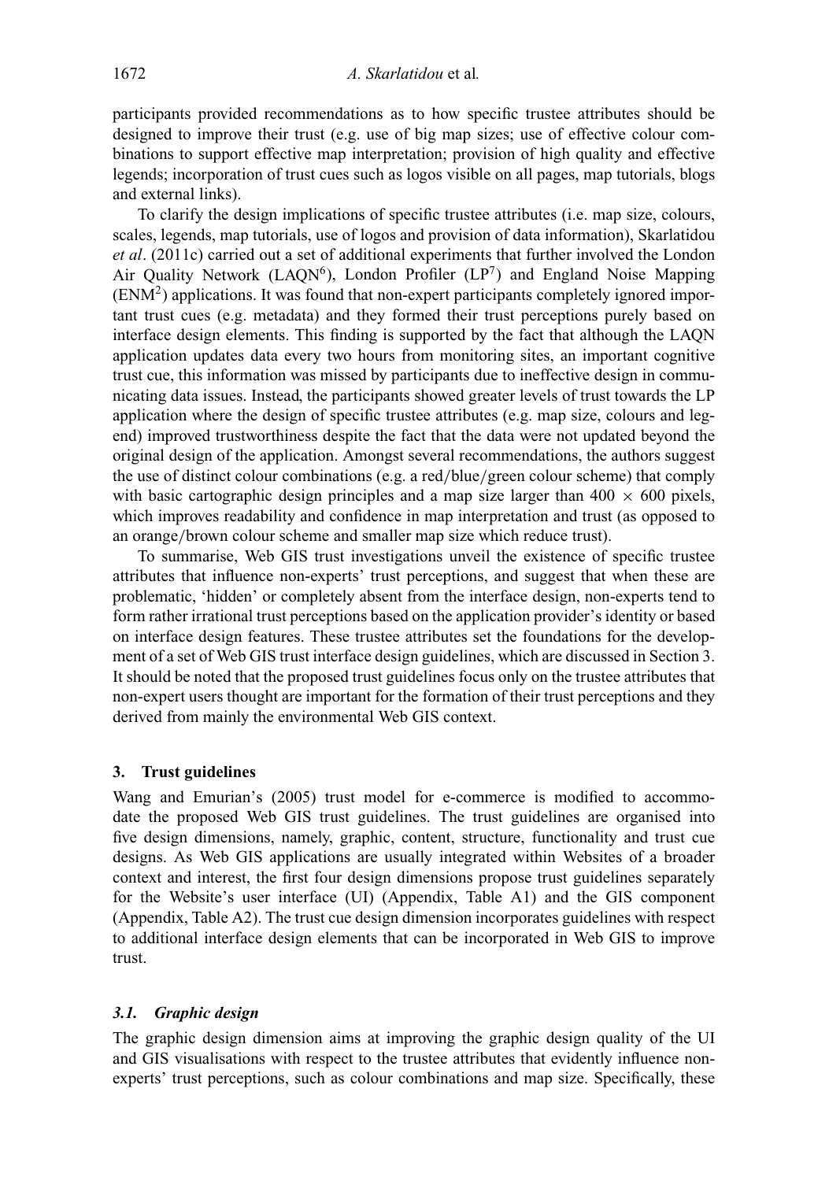participants provided recommendations as to how specific trustee attributes should be designed to improve their trust (e.g. use of big map sizes; use of effective colour combinations to support effective map interpretation; provision of high quality and effective legends; incorporation of trust cues such as logos visible on all pages, map tutorials, blogs and external links).

To clarify the design implications of specific trustee attributes (i.e. map size, colours, scales, legends, map tutorials, use of logos and provision of data information), Skarlatidou *et al*. (2011c) carried out a set of additional experiments that further involved the London Air Quality Network (LAQN[6]), London Profiler (LP[7]) and England Noise Mapping (ENM[2]) applications. It was found that non-expert participants completely ignored important trust cues (e.g. metadata) and they formed their trust perceptions purely based on interface design elements. This finding is supported by the fact that although the LAQN application updates data every two hours from monitoring sites, an important cognitive trust cue, this information was missed by participants due to ineffective design in communicating data issues. Instead, the participants showed greater levels of trust towards the LP application where the design of specific trustee attributes (e.g. map size, colours and legend) improved trustworthiness despite the fact that the data were not updated beyond the original design of the application. Amongst several recommendations, the authors suggest the use of distinct colour combinations (e.g. a red/blue/green colour scheme) that comply with basic cartographic design principles and a map size larger than $400 \times 600$ pixels, which improves readability and confidence in map interpretation and trust (as opposed to an orange/brown colour scheme and smaller map size which reduce trust).

To summarise, Web GIS trust investigations unveil the existence of specific trustee attributes that influence non-experts' trust perceptions, and suggest that when these are problematic, 'hidden' or completely absent from the interface design, non-experts tend to form rather irrational trust perceptions based on the application provider's identity or based on interface design features. These trustee attributes set the foundations for the development of a set of Web GIS trust interface design guidelines, which are discussed in Section 3. It should be noted that the proposed trust guidelines focus only on the trustee attributes that non-expert users thought are important for the formation of their trust perceptions and they derived from mainly the environmental Web GIS context.

## 3. Trust guidelines

Wang and Emurian's (2005) trust model for e-commerce is modified to accommodate the proposed Web GIS trust guidelines. The trust guidelines are organised into five design dimensions, namely, graphic, content, structure, functionality and trust cue designs. As Web GIS applications are usually integrated within Websites of a broader context and interest, the first four design dimensions propose trust guidelines separately for the Website's user interface (UI) (Appendix, Table A1) and the GIS component (Appendix, Table A2). The trust cue design dimension incorporates guidelines with respect to additional interface design elements that can be incorporated in Web GIS to improve trust.

### *3.1. Graphic design*

The graphic design dimension aims at improving the graphic design quality of the UI and GIS visualisations with respect to the trustee attributes that evidently influence non-experts' trust perceptions, such as colour combinations and map size. Specifically, these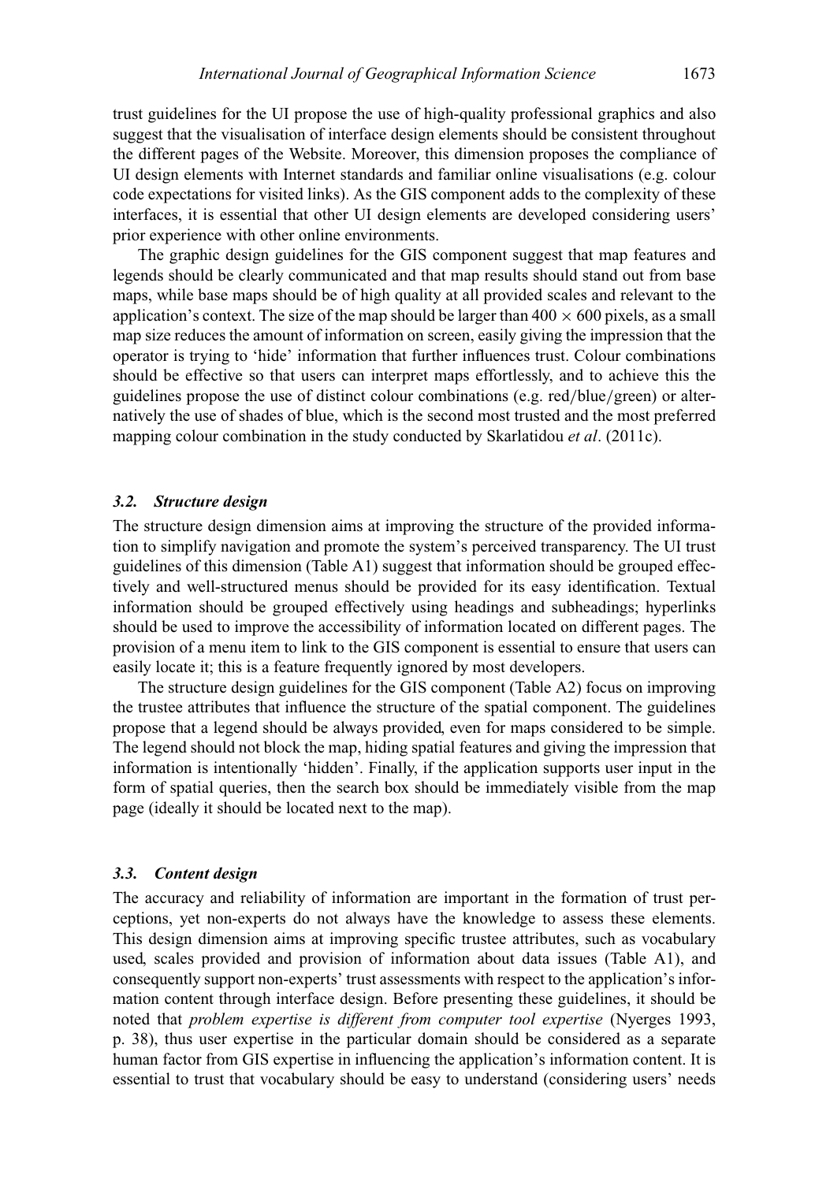trust guidelines for the UI propose the use of high-quality professional graphics and also suggest that the visualisation of interface design elements should be consistent throughout the different pages of the Website. Moreover, this dimension proposes the compliance of UI design elements with Internet standards and familiar online visualisations (e.g. colour code expectations for visited links). As the GIS component adds to the complexity of these interfaces, it is essential that other UI design elements are developed considering users' prior experience with other online environments.

The graphic design guidelines for the GIS component suggest that map features and legends should be clearly communicated and that map results should stand out from base maps, while base maps should be of high quality at all provided scales and relevant to the application's context. The size of the map should be larger than $400 \times 600$ pixels, as a small map size reduces the amount of information on screen, easily giving the impression that the operator is trying to 'hide' information that further influences trust. Colour combinations should be effective so that users can interpret maps effortlessly, and to achieve this the guidelines propose the use of distinct colour combinations (e.g. red/blue/green) or alternatively the use of shades of blue, which is the second most trusted and the most preferred mapping colour combination in the study conducted by Skarlatidou *et al*. (2011c).

### 3.2. Structure design

The structure design dimension aims at improving the structure of the provided information to simplify navigation and promote the system's perceived transparency. The UI trust guidelines of this dimension (Table A1) suggest that information should be grouped effectively and well-structured menus should be provided for its easy identification. Textual information should be grouped effectively using headings and subheadings; hyperlinks should be used to improve the accessibility of information located on different pages. The provision of a menu item to link to the GIS component is essential to ensure that users can easily locate it; this is a feature frequently ignored by most developers.

The structure design guidelines for the GIS component (Table A2) focus on improving the trustee attributes that influence the structure of the spatial component. The guidelines propose that a legend should be always provided, even for maps considered to be simple. The legend should not block the map, hiding spatial features and giving the impression that information is intentionally 'hidden'. Finally, if the application supports user input in the form of spatial queries, then the search box should be immediately visible from the map page (ideally it should be located next to the map).

### 3.3. Content design

The accuracy and reliability of information are important in the formation of trust perceptions, yet non-experts do not always have the knowledge to assess these elements. This design dimension aims at improving specific trustee attributes, such as vocabulary used, scales provided and provision of information about data issues (Table A1), and consequently support non-experts' trust assessments with respect to the application's information content through interface design. Before presenting these guidelines, it should be noted that *problem expertise is different from computer tool expertise* (Nyerges 1993, p. 38), thus user expertise in the particular domain should be considered as a separate human factor from GIS expertise in influencing the application's information content. It is essential to trust that vocabulary should be easy to understand (considering users' needs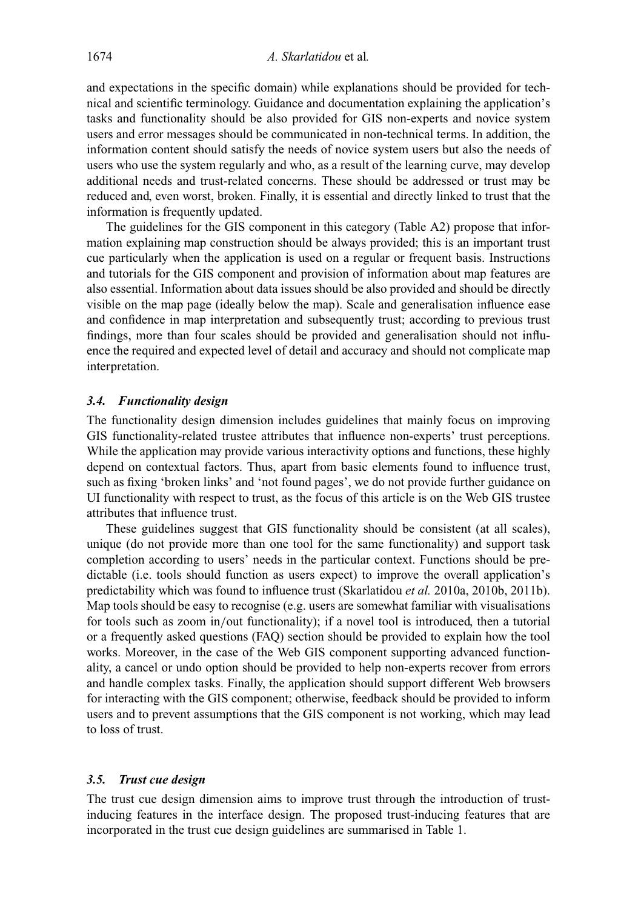and expectations in the specific domain) while explanations should be provided for technical and scientific terminology. Guidance and documentation explaining the application's tasks and functionality should be also provided for GIS non-experts and novice system users and error messages should be communicated in non-technical terms. In addition, the information content should satisfy the needs of novice system users but also the needs of users who use the system regularly and who, as a result of the learning curve, may develop additional needs and trust-related concerns. These should be addressed or trust may be reduced and, even worst, broken. Finally, it is essential and directly linked to trust that the information is frequently updated.

The guidelines for the GIS component in this category (Table A2) propose that information explaining map construction should be always provided; this is an important trust cue particularly when the application is used on a regular or frequent basis. Instructions and tutorials for the GIS component and provision of information about map features are also essential. Information about data issues should be also provided and should be directly visible on the map page (ideally below the map). Scale and generalisation influence ease and confidence in map interpretation and subsequently trust; according to previous trust findings, more than four scales should be provided and generalisation should not influence the required and expected level of detail and accuracy and should not complicate map interpretation.

### *3.4. Functionality design*

The functionality design dimension includes guidelines that mainly focus on improving GIS functionality-related trustee attributes that influence non-experts' trust perceptions. While the application may provide various interactivity options and functions, these highly depend on contextual factors. Thus, apart from basic elements found to influence trust, such as fixing 'broken links' and 'not found pages', we do not provide further guidance on UI functionality with respect to trust, as the focus of this article is on the Web GIS trustee attributes that influence trust.

These guidelines suggest that GIS functionality should be consistent (at all scales), unique (do not provide more than one tool for the same functionality) and support task completion according to users' needs in the particular context. Functions should be predictable (i.e. tools should function as users expect) to improve the overall application's predictability which was found to influence trust (Skarlatidou *et al.* 2010a, 2010b, 2011b). Map tools should be easy to recognise (e.g. users are somewhat familiar with visualisations for tools such as zoom in/out functionality); if a novel tool is introduced, then a tutorial or a frequently asked questions (FAQ) section should be provided to explain how the tool works. Moreover, in the case of the Web GIS component supporting advanced functionality, a cancel or undo option should be provided to help non-experts recover from errors and handle complex tasks. Finally, the application should support different Web browsers for interacting with the GIS component; otherwise, feedback should be provided to inform users and to prevent assumptions that the GIS component is not working, which may lead to loss of trust.

### *3.5. Trust cue design*

The trust cue design dimension aims to improve trust through the introduction of trust-inducing features in the interface design. The proposed trust-inducing features that are incorporated in the trust cue design guidelines are summarised in Table 1.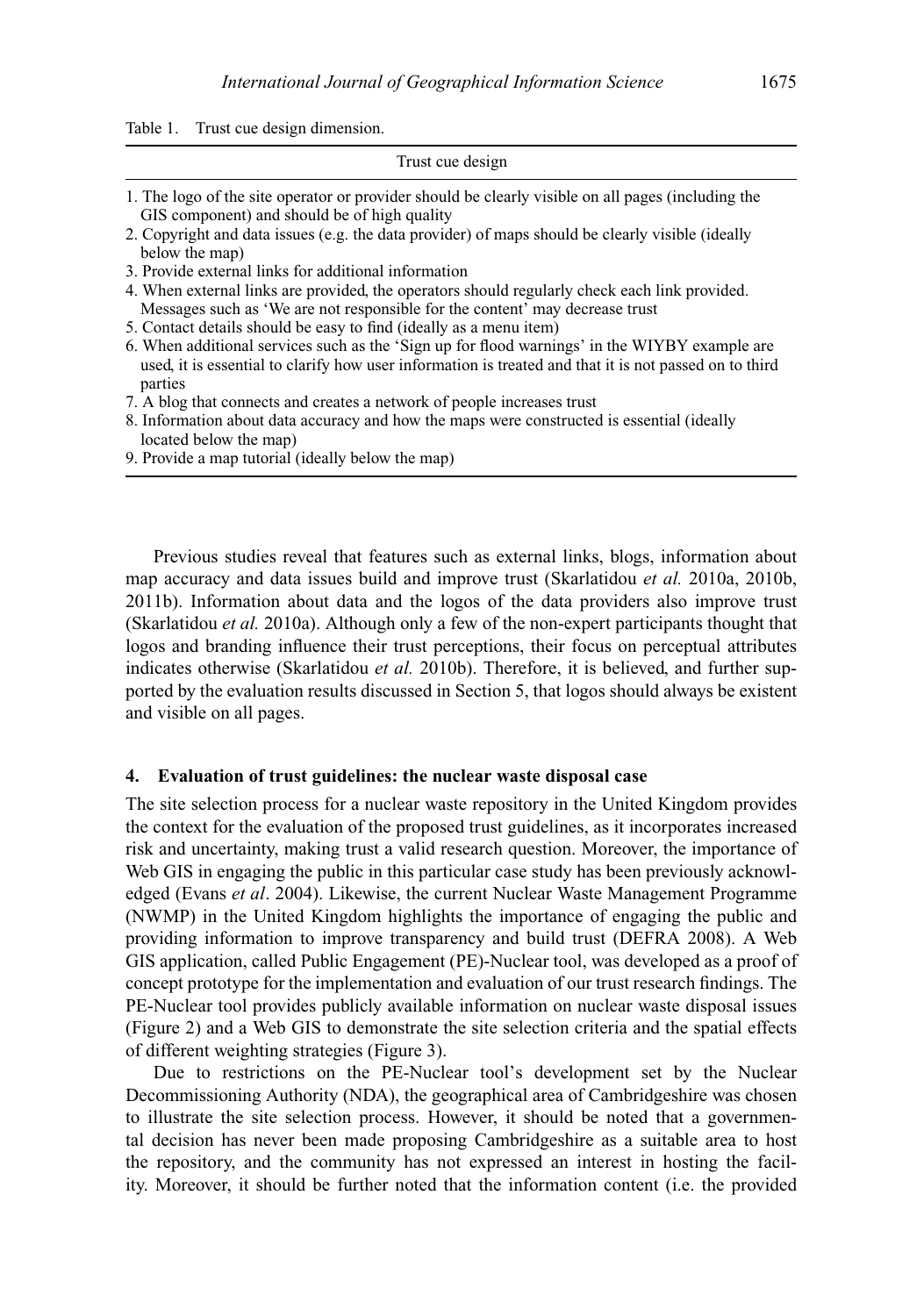Table 1. Trust cue design dimension.

| Trust cue design |
| --- |
| 1. The logo of the site operator or provider should be clearly visible on all pages (including the GIS component) and should be of high quality |
| 2. Copyright and data issues (e.g. the data provider) of maps should be clearly visible (ideally below the map) |
| 3. Provide external links for additional information |
| 4. When external links are provided, the operators should regularly check each link provided. Messages such as 'We are not responsible for the content' may decrease trust |
| 5. Contact details should be easy to find (ideally as a menu item) |
| 6. When additional services such as the 'Sign up for flood warnings' in the WIYBY example are used, it is essential to clarify how user information is treated and that it is not passed on to third parties |
| 7. A blog that connects and creates a network of people increases trust |
| 8. Information about data accuracy and how the maps were constructed is essential (ideally located below the map) |
| 9. Provide a map tutorial (ideally below the map) |

Previous studies reveal that features such as external links, blogs, information about map accuracy and data issues build and improve trust (Skarlatidou *et al.* 2010a, 2010b, 2011b). Information about data and the logos of the data providers also improve trust (Skarlatidou *et al.* 2010a). Although only a few of the non-expert participants thought that logos and branding influence their trust perceptions, their focus on perceptual attributes indicates otherwise (Skarlatidou *et al.* 2010b). Therefore, it is believed, and further supported by the evaluation results discussed in Section 5, that logos should always be existent and visible on all pages.

## 4. Evaluation of trust guidelines: the nuclear waste disposal case

The site selection process for a nuclear waste repository in the United Kingdom provides the context for the evaluation of the proposed trust guidelines, as it incorporates increased risk and uncertainty, making trust a valid research question. Moreover, the importance of Web GIS in engaging the public in this particular case study has been previously acknowledged (Evans *et al*. 2004). Likewise, the current Nuclear Waste Management Programme (NWMP) in the United Kingdom highlights the importance of engaging the public and providing information to improve transparency and build trust (DEFRA 2008). A Web GIS application, called Public Engagement (PE)-Nuclear tool, was developed as a proof of concept prototype for the implementation and evaluation of our trust research findings. The PE-Nuclear tool provides publicly available information on nuclear waste disposal issues (Figure 2) and a Web GIS to demonstrate the site selection criteria and the spatial effects of different weighting strategies (Figure 3).

Due to restrictions on the PE-Nuclear tool's development set by the Nuclear Decommissioning Authority (NDA), the geographical area of Cambridgeshire was chosen to illustrate the site selection process. However, it should be noted that a governmental decision has never been made proposing Cambridgeshire as a suitable area to host the repository, and the community has not expressed an interest in hosting the facility. Moreover, it should be further noted that the information content (i.e. the provided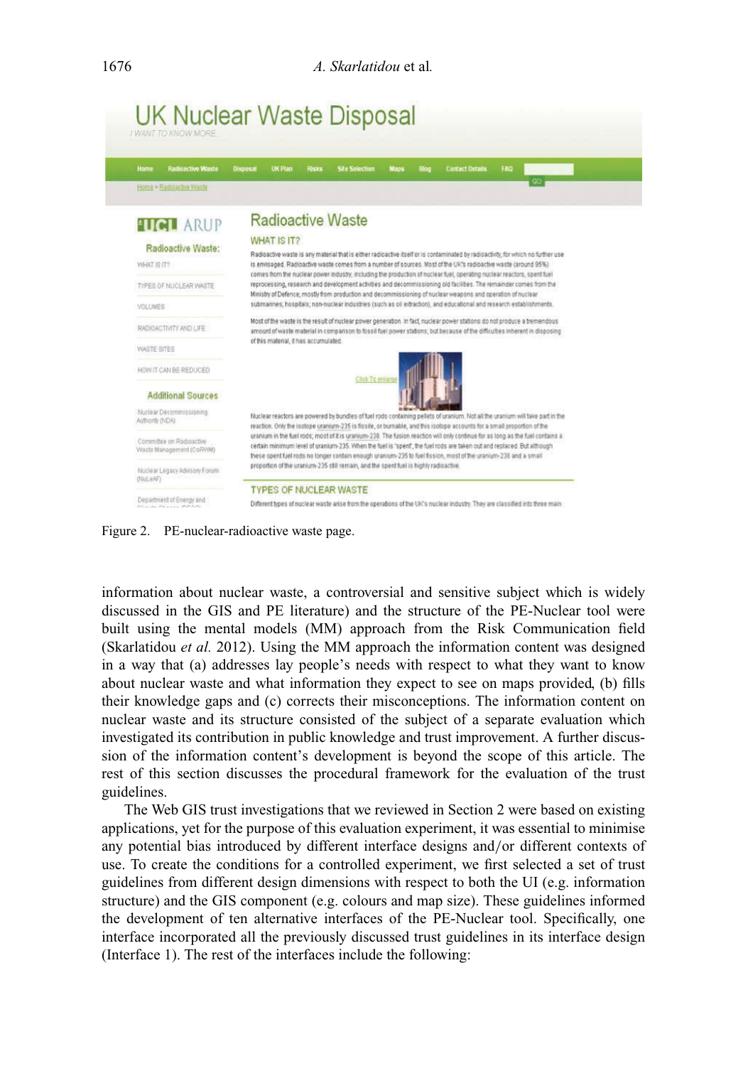Figure 2. PE-nuclear-radioactive waste page.

information about nuclear waste, a controversial and sensitive subject which is widely discussed in the GIS and PE literature) and the structure of the PE-Nuclear tool were built using the mental models (MM) approach from the Risk Communication field (Skarlatidou *et al.* 2012). Using the MM approach the information content was designed in a way that (a) addresses lay people's needs with respect to what they want to know about nuclear waste and what information they expect to see on maps provided, (b) fills their knowledge gaps and (c) corrects their misconceptions. The information content on nuclear waste and its structure consisted of the subject of a separate evaluation which investigated its contribution in public knowledge and trust improvement. A further discussion of the information content's development is beyond the scope of this article. The rest of this section discusses the procedural framework for the evaluation of the trust guidelines.

The Web GIS trust investigations that we reviewed in Section 2 were based on existing applications, yet for the purpose of this evaluation experiment, it was essential to minimise any potential bias introduced by different interface designs and/or different contexts of use. To create the conditions for a controlled experiment, we first selected a set of trust guidelines from different design dimensions with respect to both the UI (e.g. information structure) and the GIS component (e.g. colours and map size). These guidelines informed the development of ten alternative interfaces of the PE-Nuclear tool. Specifically, one interface incorporated all the previously discussed trust guidelines in its interface design (Interface 1). The rest of the interfaces include the following: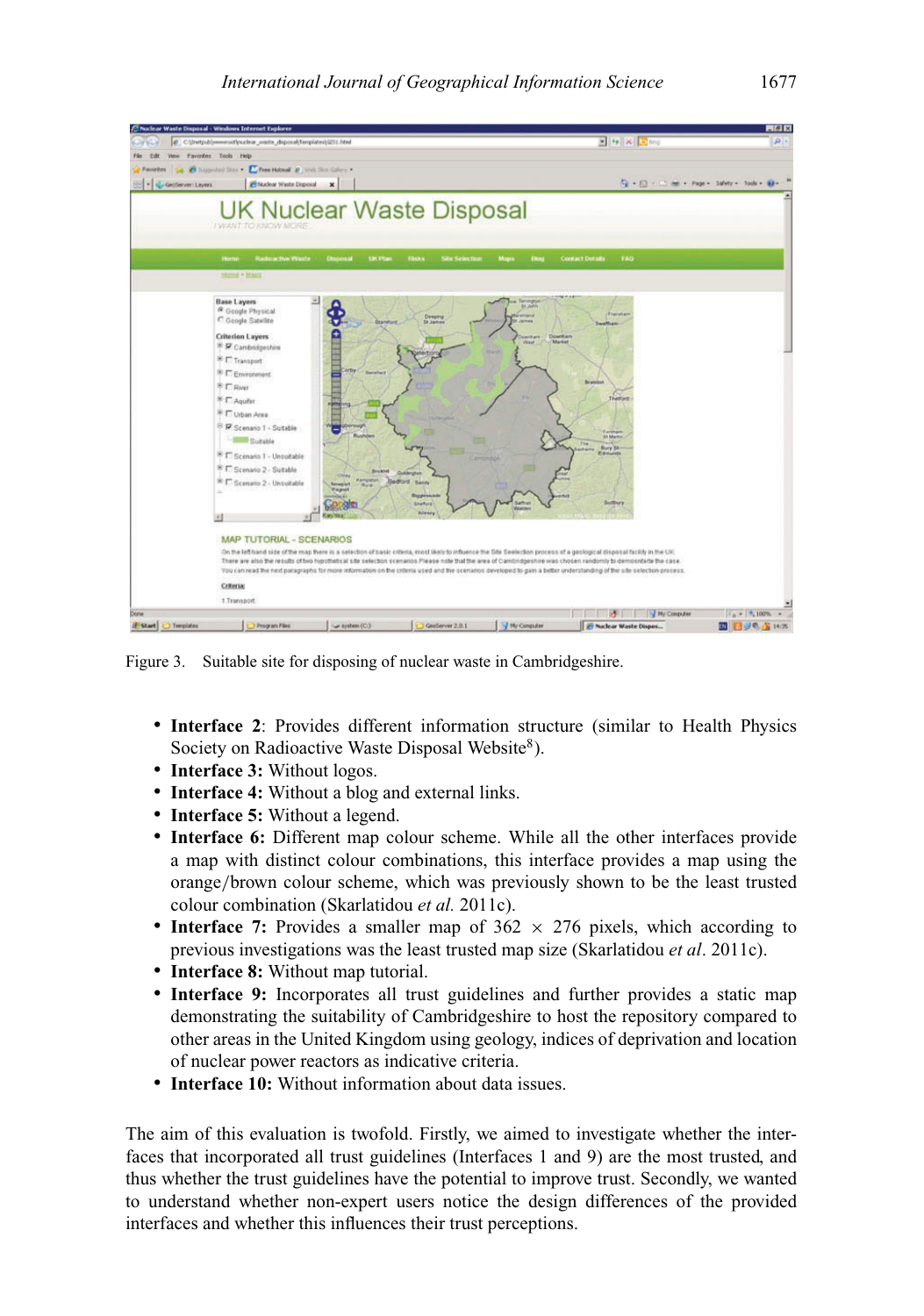Figure 3. Suitable site for disposing of nuclear waste in Cambridgeshire.

- **Interface 2**: Provides different information structure (similar to Health Physics Society on Radioactive Waste Disposal Website[8]).
- **Interface 3:** Without logos.
- **Interface 4:** Without a blog and external links.
- **Interface 5:** Without a legend.
- **Interface 6:** Different map colour scheme. While all the other interfaces provide a map with distinct colour combinations, this interface provides a map using the orange/brown colour scheme, which was previously shown to be the least trusted colour combination (Skarlatidou *et al.* 2011c).
- **Interface 7:** Provides a smaller map of 362 × 276 pixels, which according to previous investigations was the least trusted map size (Skarlatidou *et al*. 2011c).
- **Interface 8:** Without map tutorial.
- **Interface 9:** Incorporates all trust guidelines and further provides a static map demonstrating the suitability of Cambridgeshire to host the repository compared to other areas in the United Kingdom using geology, indices of deprivation and location of nuclear power reactors as indicative criteria.
- **Interface 10:** Without information about data issues.

The aim of this evaluation is twofold. Firstly, we aimed to investigate whether the interfaces that incorporated all trust guidelines (Interfaces 1 and 9) are the most trusted, and thus whether the trust guidelines have the potential to improve trust. Secondly, we wanted to understand whether non-expert users notice the design differences of the provided interfaces and whether this influences their trust perceptions.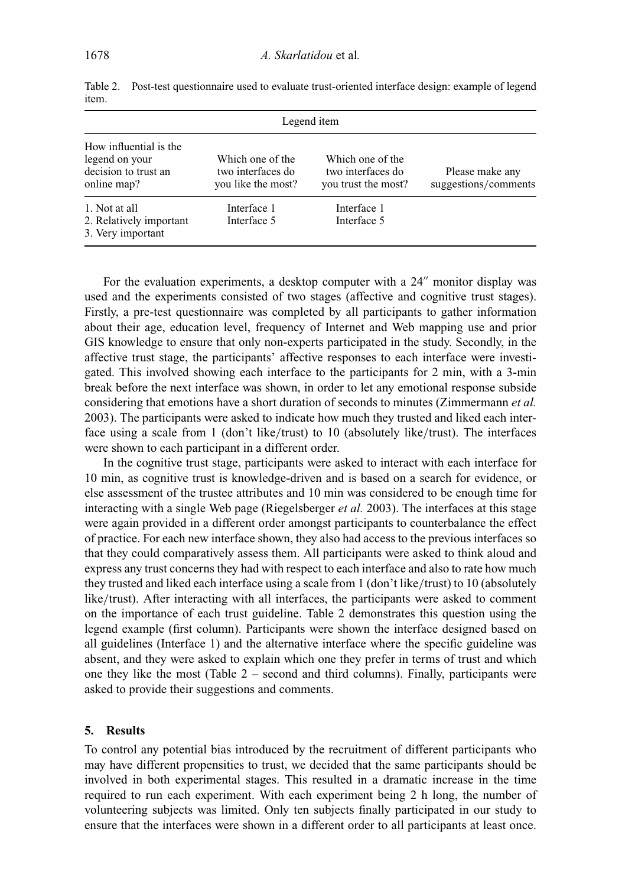Table 2. Post-test questionnaire used to evaluate trust-oriented interface design: example of legend item.

| Legend item | | | |
|---|---|---|---|
| How influential is the legend on your decision to trust an online map? | Which one of the two interfaces do you like the most? | Which one of the two interfaces do you trust the most? | Please make any suggestions/comments |
| 1. Not at all<br>2. Relatively important<br>3. Very important | Interface 1<br>Interface 5 | Interface 1<br>Interface 5 | |

For the evaluation experiments, a desktop computer with a 24″ monitor display was used and the experiments consisted of two stages (affective and cognitive trust stages). Firstly, a pre-test questionnaire was completed by all participants to gather information about their age, education level, frequency of Internet and Web mapping use and prior GIS knowledge to ensure that only non-experts participated in the study. Secondly, in the affective trust stage, the participants' affective responses to each interface were investigated. This involved showing each interface to the participants for 2 min, with a 3-min break before the next interface was shown, in order to let any emotional response subside considering that emotions have a short duration of seconds to minutes (Zimmermann *et al.* 2003). The participants were asked to indicate how much they trusted and liked each interface using a scale from 1 (don't like/trust) to 10 (absolutely like/trust). The interfaces were shown to each participant in a different order.

In the cognitive trust stage, participants were asked to interact with each interface for 10 min, as cognitive trust is knowledge-driven and is based on a search for evidence, or else assessment of the trustee attributes and 10 min was considered to be enough time for interacting with a single Web page (Riegelsberger *et al.* 2003). The interfaces at this stage were again provided in a different order amongst participants to counterbalance the effect of practice. For each new interface shown, they also had access to the previous interfaces so that they could comparatively assess them. All participants were asked to think aloud and express any trust concerns they had with respect to each interface and also to rate how much they trusted and liked each interface using a scale from 1 (don't like/trust) to 10 (absolutely like/trust). After interacting with all interfaces, the participants were asked to comment on the importance of each trust guideline. Table 2 demonstrates this question using the legend example (first column). Participants were shown the interface designed based on all guidelines (Interface 1) and the alternative interface where the specific guideline was absent, and they were asked to explain which one they prefer in terms of trust and which one they like the most (Table 2 – second and third columns). Finally, participants were asked to provide their suggestions and comments.

## 5. Results

To control any potential bias introduced by the recruitment of different participants who may have different propensities to trust, we decided that the same participants should be involved in both experimental stages. This resulted in a dramatic increase in the time required to run each experiment. With each experiment being 2 h long, the number of volunteering subjects was limited. Only ten subjects finally participated in our study to ensure that the interfaces were shown in a different order to all participants at least once.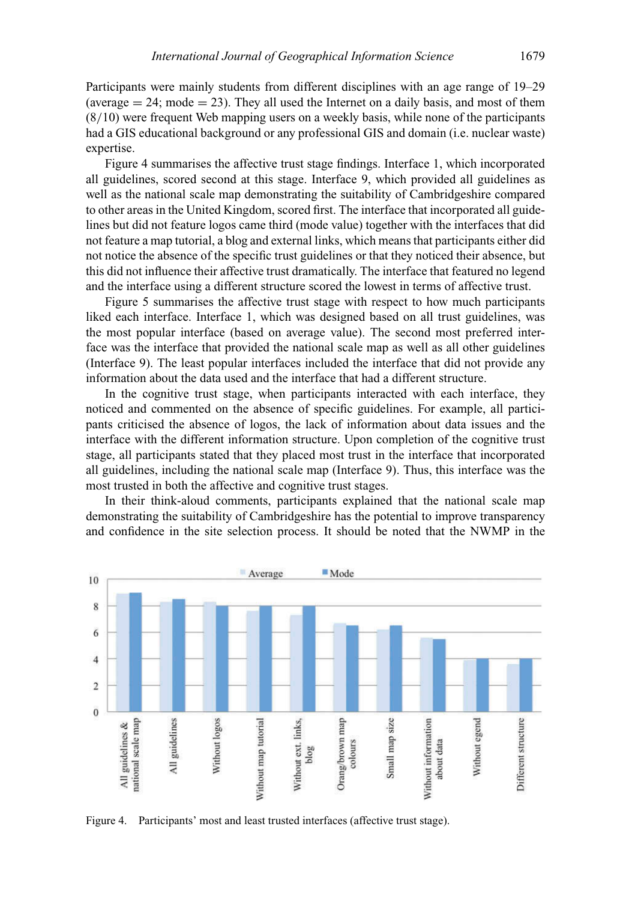Participants were mainly students from different disciplines with an age range of 19–29 (average = 24; mode = 23). They all used the Internet on a daily basis, and most of them (8/10) were frequent Web mapping users on a weekly basis, while none of the participants had a GIS educational background or any professional GIS and domain (i.e. nuclear waste) expertise.

Figure 4 summarises the affective trust stage findings. Interface 1, which incorporated all guidelines, scored second at this stage. Interface 9, which provided all guidelines as well as the national scale map demonstrating the suitability of Cambridgeshire compared to other areas in the United Kingdom, scored first. The interface that incorporated all guidelines but did not feature logos came third (mode value) together with the interfaces that did not feature a map tutorial, a blog and external links, which means that participants either did not notice the absence of the specific trust guidelines or that they noticed their absence, but this did not influence their affective trust dramatically. The interface that featured no legend and the interface using a different structure scored the lowest in terms of affective trust.

Figure 5 summarises the affective trust stage with respect to how much participants liked each interface. Interface 1, which was designed based on all trust guidelines, was the most popular interface (based on average value). The second most preferred interface was the interface that provided the national scale map as well as all other guidelines (Interface 9). The least popular interfaces included the interface that did not provide any information about the data used and the interface that had a different structure.

In the cognitive trust stage, when participants interacted with each interface, they noticed and commented on the absence of specific guidelines. For example, all participants criticised the absence of logos, the lack of information about data issues and the interface with the different information structure. Upon completion of the cognitive trust stage, all participants stated that they placed most trust in the interface that incorporated all guidelines, including the national scale map (Interface 9). Thus, this interface was the most trusted in both the affective and cognitive trust stages.

In their think-aloud comments, participants explained that the national scale map demonstrating the suitability of Cambridgeshire has the potential to improve transparency and confidence in the site selection process. It should be noted that the NWMP in the

Figure 4. Participants' most and least trusted interfaces (affective trust stage).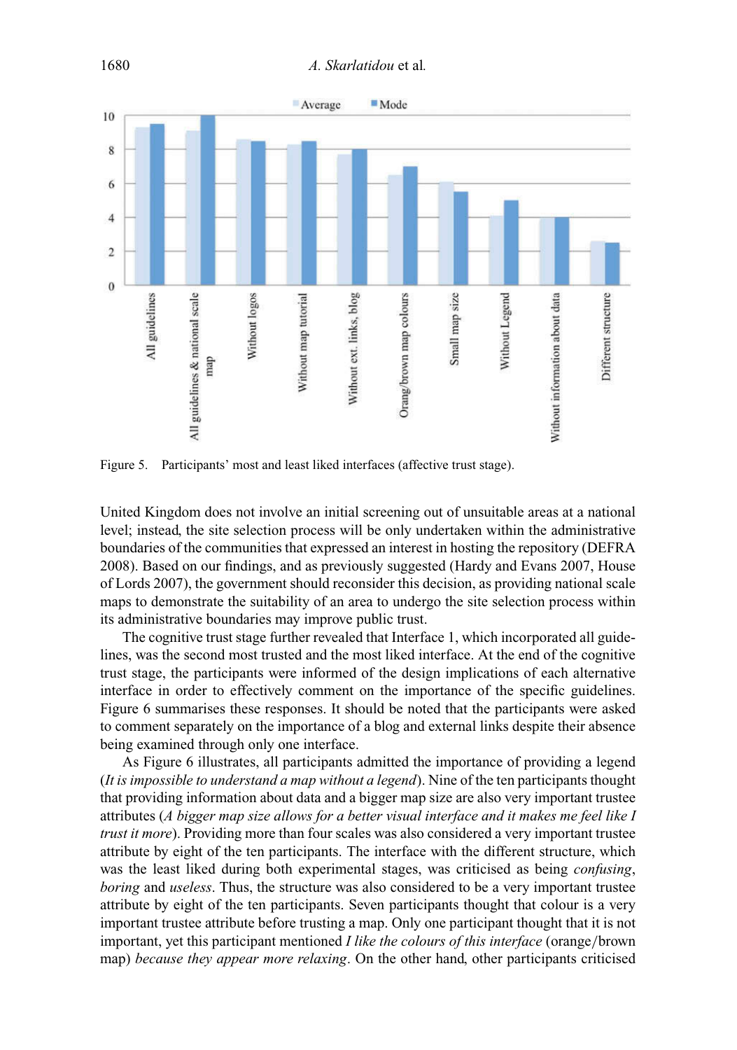Figure 5. Participants' most and least liked interfaces (affective trust stage).

United Kingdom does not involve an initial screening out of unsuitable areas at a national level; instead, the site selection process will be only undertaken within the administrative boundaries of the communities that expressed an interest in hosting the repository (DEFRA 2008). Based on our findings, and as previously suggested (Hardy and Evans 2007, House of Lords 2007), the government should reconsider this decision, as providing national scale maps to demonstrate the suitability of an area to undergo the site selection process within its administrative boundaries may improve public trust.

The cognitive trust stage further revealed that Interface 1, which incorporated all guidelines, was the second most trusted and the most liked interface. At the end of the cognitive trust stage, the participants were informed of the design implications of each alternative interface in order to effectively comment on the importance of the specific guidelines. Figure 6 summarises these responses. It should be noted that the participants were asked to comment separately on the importance of a blog and external links despite their absence being examined through only one interface.

As Figure 6 illustrates, all participants admitted the importance of providing a legend (*It is impossible to understand a map without a legend*). Nine of the ten participants thought that providing information about data and a bigger map size are also very important trustee attributes (*A bigger map size allows for a better visual interface and it makes me feel like I trust it more*). Providing more than four scales was also considered a very important trustee attribute by eight of the ten participants. The interface with the different structure, which was the least liked during both experimental stages, was criticised as being *confusing*, *boring* and *useless*. Thus, the structure was also considered to be a very important trustee attribute by eight of the ten participants. Seven participants thought that colour is a very important trustee attribute before trusting a map. Only one participant thought that it is not important, yet this participant mentioned *I like the colours of this interface* (orange/brown map) *because they appear more relaxing*. On the other hand, other participants criticised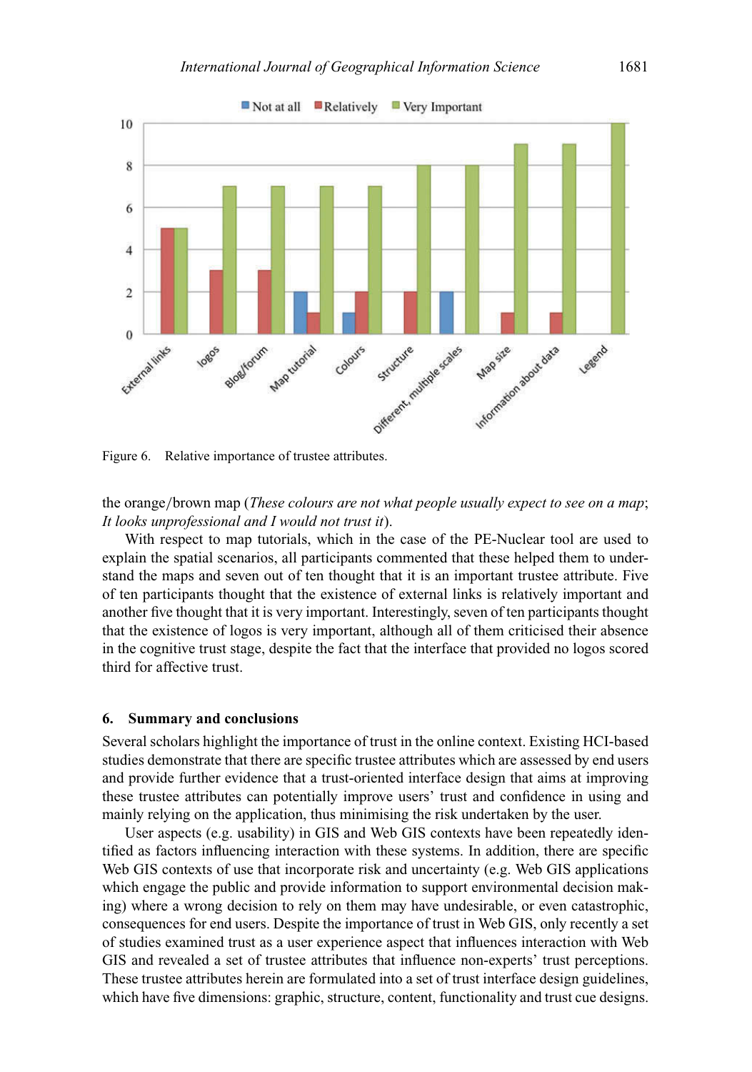Figure 6. Relative importance of trustee attributes.

the orange/brown map (*These colours are not what people usually expect to see on a map*; *It looks unprofessional and I would not trust it*).

With respect to map tutorials, which in the case of the PE-Nuclear tool are used to explain the spatial scenarios, all participants commented that these helped them to understand the maps and seven out of ten thought that it is an important trustee attribute. Five of ten participants thought that the existence of external links is relatively important and another five thought that it is very important. Interestingly, seven of ten participants thought that the existence of logos is very important, although all of them criticised their absence in the cognitive trust stage, despite the fact that the interface that provided no logos scored third for affective trust.

## 6. Summary and conclusions

Several scholars highlight the importance of trust in the online context. Existing HCI-based studies demonstrate that there are specific trustee attributes which are assessed by end users and provide further evidence that a trust-oriented interface design that aims at improving these trustee attributes can potentially improve users' trust and confidence in using and mainly relying on the application, thus minimising the risk undertaken by the user.

User aspects (e.g. usability) in GIS and Web GIS contexts have been repeatedly identified as factors influencing interaction with these systems. In addition, there are specific Web GIS contexts of use that incorporate risk and uncertainty (e.g. Web GIS applications which engage the public and provide information to support environmental decision making) where a wrong decision to rely on them may have undesirable, or even catastrophic, consequences for end users. Despite the importance of trust in Web GIS, only recently a set of studies examined trust as a user experience aspect that influences interaction with Web GIS and revealed a set of trustee attributes that influence non-experts' trust perceptions. These trustee attributes herein are formulated into a set of trust interface design guidelines, which have five dimensions: graphic, structure, content, functionality and trust cue designs.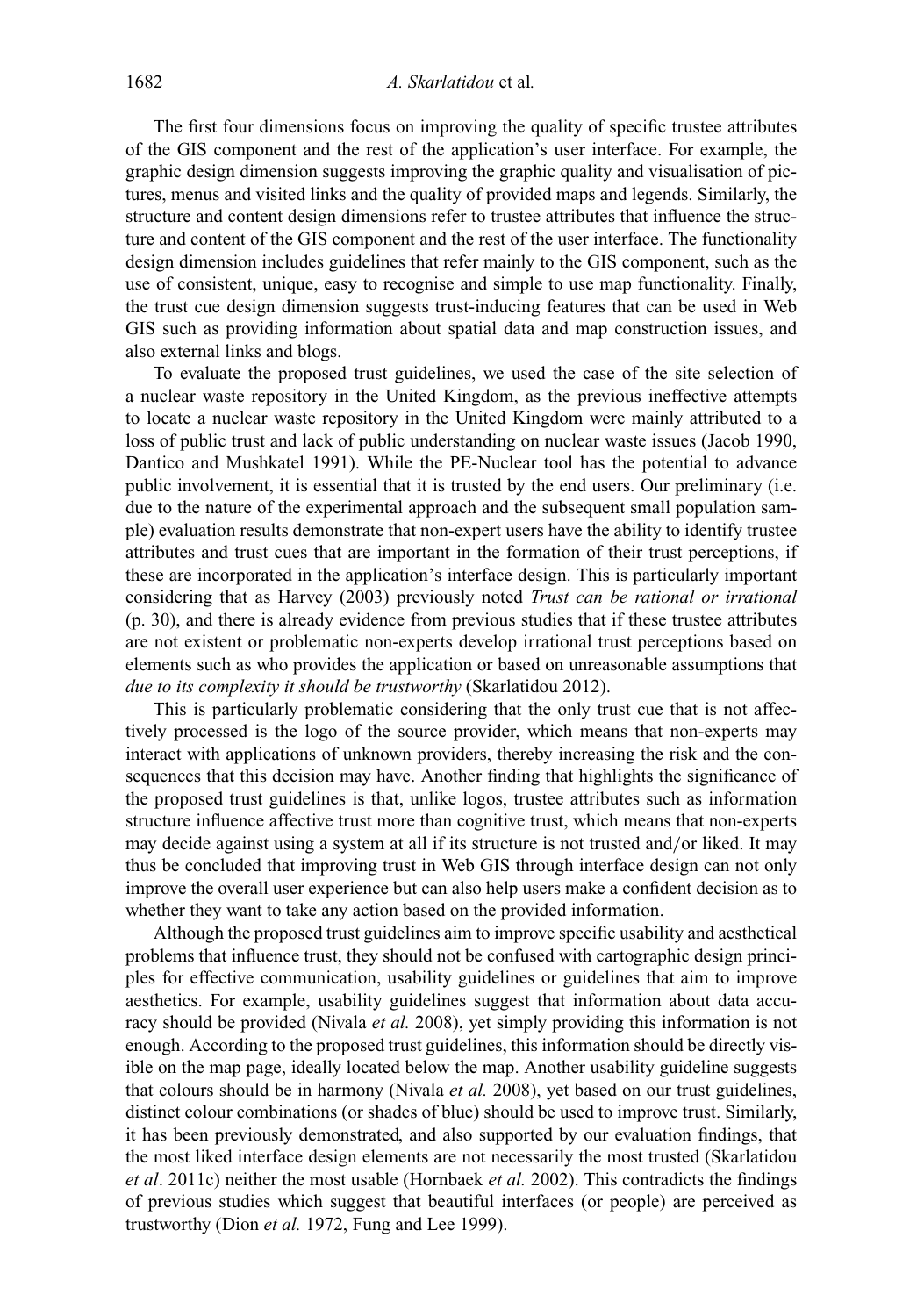The first four dimensions focus on improving the quality of specific trustee attributes of the GIS component and the rest of the application's user interface. For example, the graphic design dimension suggests improving the graphic quality and visualisation of pictures, menus and visited links and the quality of provided maps and legends. Similarly, the structure and content design dimensions refer to trustee attributes that influence the structure and content of the GIS component and the rest of the user interface. The functionality design dimension includes guidelines that refer mainly to the GIS component, such as the use of consistent, unique, easy to recognise and simple to use map functionality. Finally, the trust cue design dimension suggests trust-inducing features that can be used in Web GIS such as providing information about spatial data and map construction issues, and also external links and blogs.

To evaluate the proposed trust guidelines, we used the case of the site selection of a nuclear waste repository in the United Kingdom, as the previous ineffective attempts to locate a nuclear waste repository in the United Kingdom were mainly attributed to a loss of public trust and lack of public understanding on nuclear waste issues (Jacob 1990, Dantico and Mushkatel 1991). While the PE-Nuclear tool has the potential to advance public involvement, it is essential that it is trusted by the end users. Our preliminary (i.e. due to the nature of the experimental approach and the subsequent small population sample) evaluation results demonstrate that non-expert users have the ability to identify trustee attributes and trust cues that are important in the formation of their trust perceptions, if these are incorporated in the application's interface design. This is particularly important considering that as Harvey (2003) previously noted *Trust can be rational or irrational* (p. 30), and there is already evidence from previous studies that if these trustee attributes are not existent or problematic non-experts develop irrational trust perceptions based on elements such as who provides the application or based on unreasonable assumptions that *due to its complexity it should be trustworthy* (Skarlatidou 2012).

This is particularly problematic considering that the only trust cue that is not affectively processed is the logo of the source provider, which means that non-experts may interact with applications of unknown providers, thereby increasing the risk and the consequences that this decision may have. Another finding that highlights the significance of the proposed trust guidelines is that, unlike logos, trustee attributes such as information structure influence affective trust more than cognitive trust, which means that non-experts may decide against using a system at all if its structure is not trusted and/or liked. It may thus be concluded that improving trust in Web GIS through interface design can not only improve the overall user experience but can also help users make a confident decision as to whether they want to take any action based on the provided information.

Although the proposed trust guidelines aim to improve specific usability and aesthetical problems that influence trust, they should not be confused with cartographic design principles for effective communication, usability guidelines or guidelines that aim to improve aesthetics. For example, usability guidelines suggest that information about data accuracy should be provided (Nivala *et al.* 2008), yet simply providing this information is not enough. According to the proposed trust guidelines, this information should be directly visible on the map page, ideally located below the map. Another usability guideline suggests that colours should be in harmony (Nivala *et al.* 2008), yet based on our trust guidelines, distinct colour combinations (or shades of blue) should be used to improve trust. Similarly, it has been previously demonstrated, and also supported by our evaluation findings, that the most liked interface design elements are not necessarily the most trusted (Skarlatidou *et al*. 2011c) neither the most usable (Hornbaek *et al.* 2002). This contradicts the findings of previous studies which suggest that beautiful interfaces (or people) are perceived as trustworthy (Dion *et al.* 1972, Fung and Lee 1999).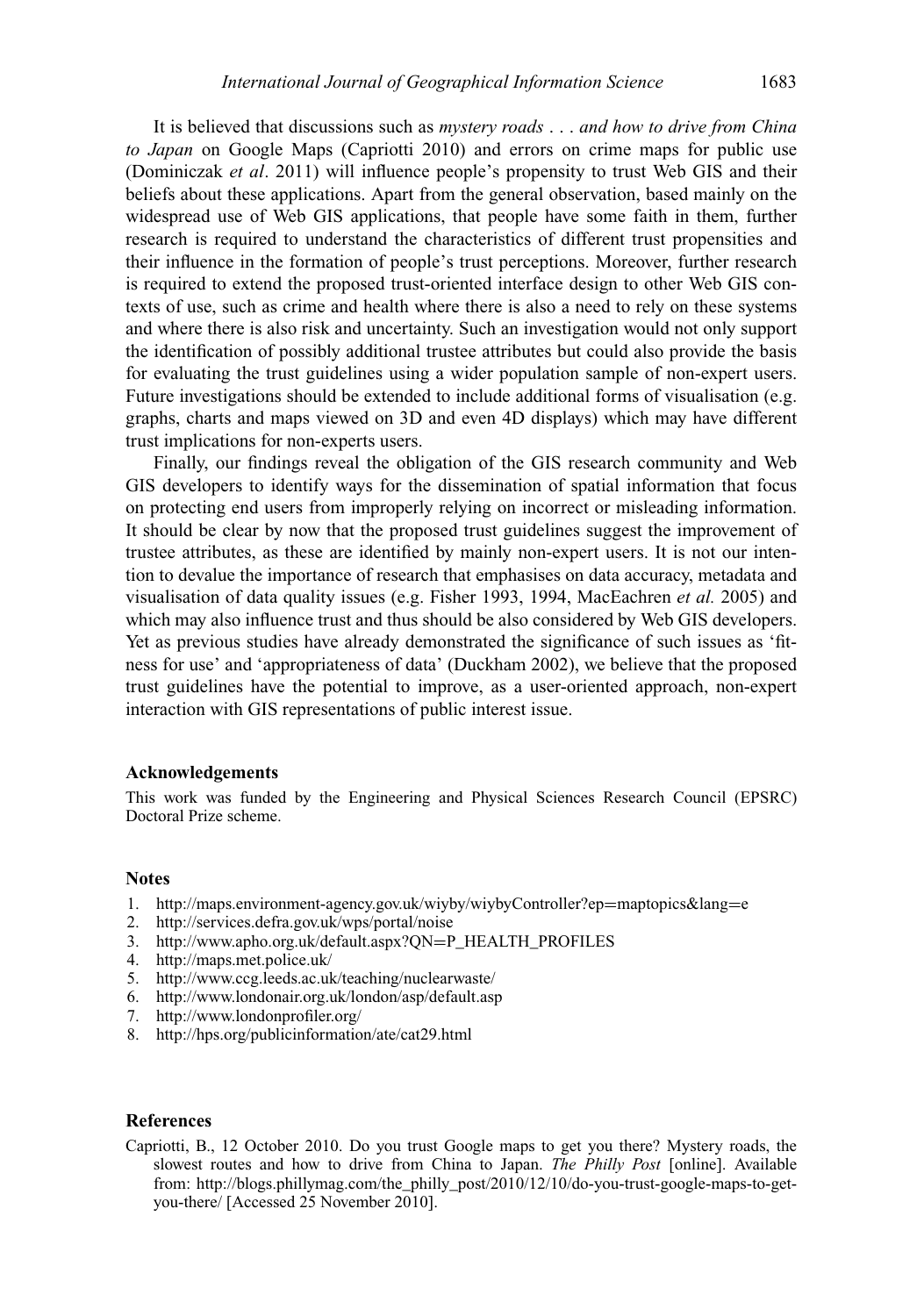It is believed that discussions such as *mystery roads . . . and how to drive from China to Japan* on Google Maps (Capriotti 2010) and errors on crime maps for public use (Dominiczak *et al*. 2011) will influence people's propensity to trust Web GIS and their beliefs about these applications. Apart from the general observation, based mainly on the widespread use of Web GIS applications, that people have some faith in them, further research is required to understand the characteristics of different trust propensities and their influence in the formation of people's trust perceptions. Moreover, further research is required to extend the proposed trust-oriented interface design to other Web GIS contexts of use, such as crime and health where there is also a need to rely on these systems and where there is also risk and uncertainty. Such an investigation would not only support the identification of possibly additional trustee attributes but could also provide the basis for evaluating the trust guidelines using a wider population sample of non-expert users. Future investigations should be extended to include additional forms of visualisation (e.g. graphs, charts and maps viewed on 3D and even 4D displays) which may have different trust implications for non-experts users.

Finally, our findings reveal the obligation of the GIS research community and Web GIS developers to identify ways for the dissemination of spatial information that focus on protecting end users from improperly relying on incorrect or misleading information. It should be clear by now that the proposed trust guidelines suggest the improvement of trustee attributes, as these are identified by mainly non-expert users. It is not our intention to devalue the importance of research that emphasises on data accuracy, metadata and visualisation of data quality issues (e.g. Fisher 1993, 1994, MacEachren *et al.* 2005) and which may also influence trust and thus should be also considered by Web GIS developers. Yet as previous studies have already demonstrated the significance of such issues as 'fitness for use' and 'appropriateness of data' (Duckham 2002), we believe that the proposed trust guidelines have the potential to improve, as a user-oriented approach, non-expert interaction with GIS representations of public interest issue.

## Acknowledgements

This work was funded by the Engineering and Physical Sciences Research Council (EPSRC) Doctoral Prize scheme.

## Notes

1. http://maps.environment-agency.gov.uk/wiyby/wiybyController?ep=maptopics&lang=e
2. http://services.defra.gov.uk/wps/portal/noise
3. http://www.apho.org.uk/default.aspx?QN=P_HEALTH_PROFILES
4. http://maps.met.police.uk/
5. http://www.ccg.leeds.ac.uk/teaching/nuclearwaste/
6. http://www.londonair.org.uk/london/asp/default.asp
7. http://www.londonprofiler.org/
8. http://hps.org/publicinformation/ate/cat29.html

## References

Capriotti, B., 12 October 2010. Do you trust Google maps to get you there? Mystery roads, the slowest routes and how to drive from China to Japan. *The Philly Post* [online]. Available from: http://blogs.phillymag.com/the_philly_post/2010/12/10/do-you-trust-google-maps-to-get-you-there/ [Accessed 25 November 2010].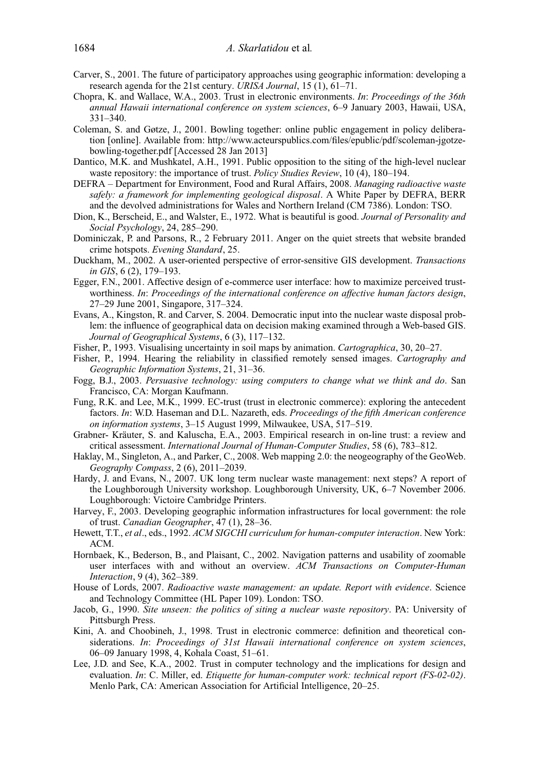Carver, S., 2001. The future of participatory approaches using geographic information: developing a research agenda for the 21st century. *URISA Journal*, 15 (1), 61–71.

Chopra, K. and Wallace, W.A., 2003. Trust in electronic environments. *In*: *Proceedings of the 36th annual Hawaii international conference on system sciences*, 6–9 January 2003, Hawaii, USA, 331–340.

Coleman, S. and Gøtze, J., 2001. Bowling together: online public engagement in policy deliberation [online]. Available from: http://www.acteurspublics.com/files/epublic/pdf/scoleman-jgotze-bowling-together.pdf [Accessed 28 Jan 2013]

Dantico, M.K. and Mushkatel, A.H., 1991. Public opposition to the siting of the high-level nuclear waste repository: the importance of trust. *Policy Studies Review*, 10 (4), 180–194.

DEFRA – Department for Environment, Food and Rural Affairs, 2008. *Managing radioactive waste safely: a framework for implementing geological disposal*. A White Paper by DEFRA, BERR and the devolved administrations for Wales and Northern Ireland (CM 7386). London: TSO.

Dion, K., Berscheid, E., and Walster, E., 1972. What is beautiful is good. *Journal of Personality and Social Psychology*, 24, 285–290.

Dominiczak, P. and Parsons, R., 2 February 2011. Anger on the quiet streets that website branded crime hotspots. *Evening Standard*, 25.

Duckham, M., 2002. A user-oriented perspective of error-sensitive GIS development. *Transactions in GIS*, 6 (2), 179–193.

Egger, F.N., 2001. Affective design of e-commerce user interface: how to maximize perceived trustworthiness. *In*: *Proceedings of the international conference on affective human factors design*, 27–29 June 2001, Singapore, 317–324.

Evans, A., Kingston, R. and Carver, S. 2004. Democratic input into the nuclear waste disposal problem: the influence of geographical data on decision making examined through a Web-based GIS. *Journal of Geographical Systems*, 6 (3), 117–132.

Fisher, P., 1993. Visualising uncertainty in soil maps by animation. *Cartographica*, 30, 20–27.

Fisher, P., 1994. Hearing the reliability in classified remotely sensed images. *Cartography and Geographic Information Systems*, 21, 31–36.

Fogg, B.J., 2003. *Persuasive technology: using computers to change what we think and do*. San Francisco, CA: Morgan Kaufmann.

Fung, R.K. and Lee, M.K., 1999. EC-trust (trust in electronic commerce): exploring the antecedent factors. *In*: W.D. Haseman and D.L. Nazareth, eds. *Proceedings of the fifth American conference on information systems*, 3–15 August 1999, Milwaukee, USA, 517–519.

Grabner- Kräuter, S. and Kaluscha, E.A., 2003. Empirical research in on-line trust: a review and critical assessment. *International Journal of Human-Computer Studies*, 58 (6), 783–812.

Haklay, M., Singleton, A., and Parker, C., 2008. Web mapping 2.0: the neogeography of the GeoWeb. *Geography Compass*, 2 (6), 2011–2039.

Hardy, J. and Evans, N., 2007. UK long term nuclear waste management: next steps? A report of the Loughborough University workshop. Loughborough University, UK, 6–7 November 2006. Loughborough: Victoire Cambridge Printers.

Harvey, F., 2003. Developing geographic information infrastructures for local government: the role of trust. *Canadian Geographer*, 47 (1), 28–36.

Hewett, T.T., *et al*., eds., 1992. *ACM SIGCHI curriculum for human-computer interaction*. New York: ACM.

Hornbaek, K., Bederson, B., and Plaisant, C., 2002. Navigation patterns and usability of zoomable user interfaces with and without an overview. *ACM Transactions on Computer-Human Interaction*, 9 (4), 362–389.

House of Lords, 2007. *Radioactive waste management: an update. Report with evidence*. Science and Technology Committee (HL Paper 109). London: TSO.

Jacob, G., 1990. *Site unseen: the politics of siting a nuclear waste repository*. PA: University of Pittsburgh Press.

Kini, A. and Choobineh, J., 1998. Trust in electronic commerce: definition and theoretical considerations. *In*: *Proceedings of 31st Hawaii international conference on system sciences*, 06–09 January 1998, 4, Kohala Coast, 51–61.

Lee, J.D. and See, K.A., 2002. Trust in computer technology and the implications for design and evaluation. *In*: C. Miller, ed. *Etiquette for human-computer work: technical report (FS-02-02)*. Menlo Park, CA: American Association for Artificial Intelligence, 20–25.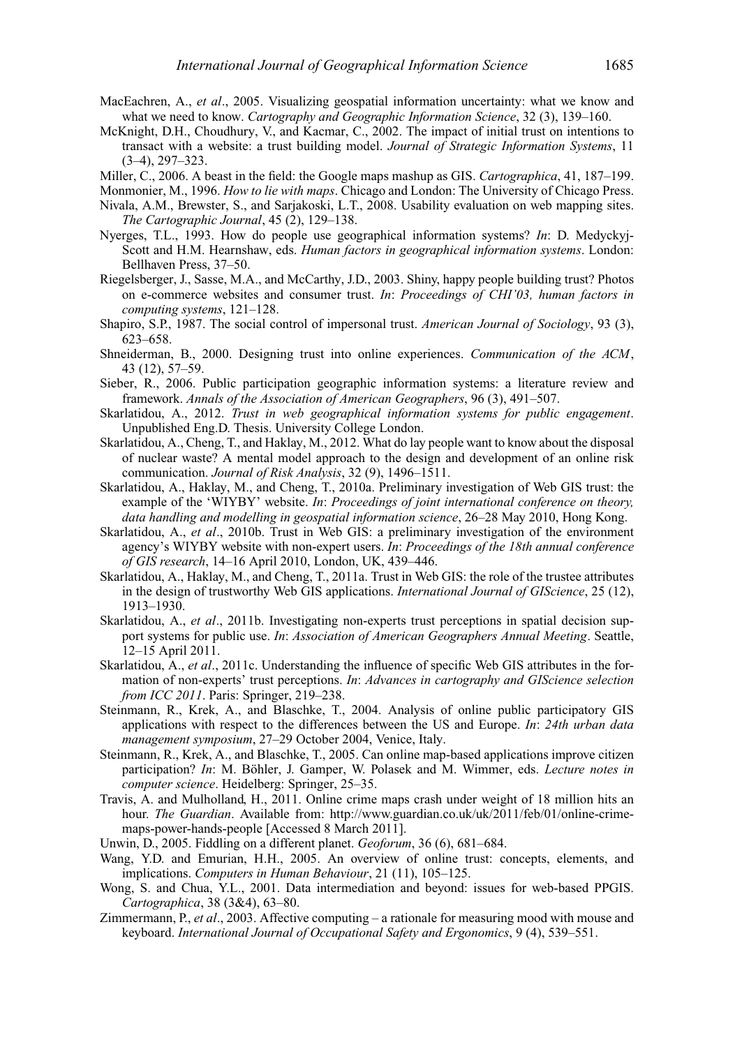MacEachren, A., *et al*., 2005. Visualizing geospatial information uncertainty: what we know and what we need to know. *Cartography and Geographic Information Science*, 32 (3), 139–160.

McKnight, D.H., Choudhury, V., and Kacmar, C., 2002. The impact of initial trust on intentions to transact with a website: a trust building model. *Journal of Strategic Information Systems*, 11 (3–4), 297–323.

Miller, C., 2006. A beast in the field: the Google maps mashup as GIS. *Cartographica*, 41, 187–199.

Monmonier, M., 1996. *How to lie with maps*. Chicago and London: The University of Chicago Press.

Nivala, A.M., Brewster, S., and Sarjakoski, L.T., 2008. Usability evaluation on web mapping sites. *The Cartographic Journal*, 45 (2), 129–138.

Nyerges, T.L., 1993. How do people use geographical information systems? *In*: D. Medyckyj-Scott and H.M. Hearnshaw, eds. *Human factors in geographical information systems*. London: Bellhaven Press, 37–50.

Riegelsberger, J., Sasse, M.A., and McCarthy, J.D., 2003. Shiny, happy people building trust? Photos on e-commerce websites and consumer trust. *In*: *Proceedings of CHI'03, human factors in computing systems*, 121–128.

Shapiro, S.P., 1987. The social control of impersonal trust. *American Journal of Sociology*, 93 (3), 623–658.

Shneiderman, B., 2000. Designing trust into online experiences. *Communication of the ACM*, 43 (12), 57–59.

Sieber, R., 2006. Public participation geographic information systems: a literature review and framework. *Annals of the Association of American Geographers*, 96 (3), 491–507.

Skarlatidou, A., 2012. *Trust in web geographical information systems for public engagement*. Unpublished Eng.D. Thesis. University College London.

Skarlatidou, A., Cheng, T., and Haklay, M., 2012. What do lay people want to know about the disposal of nuclear waste? A mental model approach to the design and development of an online risk communication. *Journal of Risk Analysis*, 32 (9), 1496–1511.

Skarlatidou, A., Haklay, M., and Cheng, T., 2010a. Preliminary investigation of Web GIS trust: the example of the 'WIYBY' website. *In*: *Proceedings of joint international conference on theory, data handling and modelling in geospatial information science*, 26–28 May 2010, Hong Kong.

Skarlatidou, A., *et al*., 2010b. Trust in Web GIS: a preliminary investigation of the environment agency's WIYBY website with non-expert users. *In*: *Proceedings of the 18th annual conference of GIS research*, 14–16 April 2010, London, UK, 439–446.

Skarlatidou, A., Haklay, M., and Cheng, T., 2011a. Trust in Web GIS: the role of the trustee attributes in the design of trustworthy Web GIS applications. *International Journal of GIScience*, 25 (12), 1913–1930.

Skarlatidou, A., *et al*., 2011b. Investigating non-experts trust perceptions in spatial decision support systems for public use. *In*: *Association of American Geographers Annual Meeting*. Seattle, 12–15 April 2011.

Skarlatidou, A., *et al*., 2011c. Understanding the influence of specific Web GIS attributes in the formation of non-experts' trust perceptions. *In*: *Advances in cartography and GIScience selection from ICC 2011*. Paris: Springer, 219–238.

Steinmann, R., Krek, A., and Blaschke, T., 2004. Analysis of online public participatory GIS applications with respect to the differences between the US and Europe. *In*: *24th urban data management symposium*, 27–29 October 2004, Venice, Italy.

Steinmann, R., Krek, A., and Blaschke, T., 2005. Can online map-based applications improve citizen participation? *In*: M. Böhler, J. Gamper, W. Polasek and M. Wimmer, eds. *Lecture notes in computer science*. Heidelberg: Springer, 25–35.

Travis, A. and Mulholland, H., 2011. Online crime maps crash under weight of 18 million hits an hour. *The Guardian*. Available from: http://www.guardian.co.uk/uk/2011/feb/01/online-crime-maps-power-hands-people [Accessed 8 March 2011].

Unwin, D., 2005. Fiddling on a different planet. *Geoforum*, 36 (6), 681–684.

Wang, Y.D. and Emurian, H.H., 2005. An overview of online trust: concepts, elements, and implications. *Computers in Human Behaviour*, 21 (11), 105–125.

Wong, S. and Chua, Y.L., 2001. Data intermediation and beyond: issues for web-based PPGIS. *Cartographica*, 38 (3&4), 63–80.

Zimmermann, P., *et al*., 2003. Affective computing – a rationale for measuring mood with mouse and keyboard. *International Journal of Occupational Safety and Ergonomics*, 9 (4), 539–551.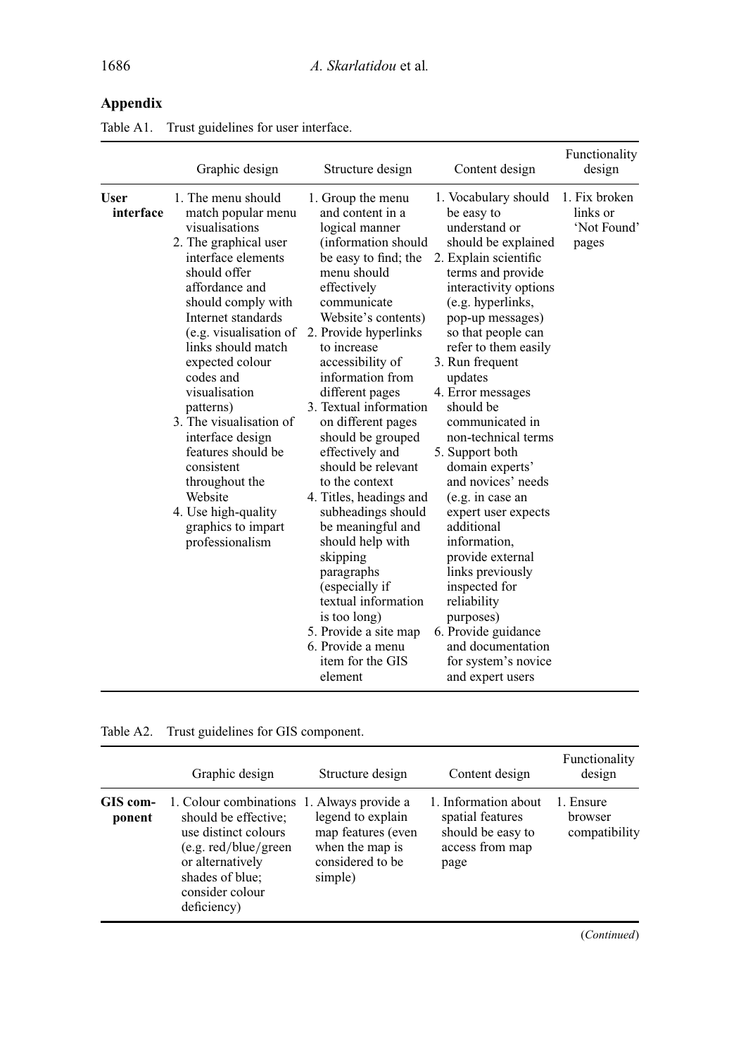## Appendix

Table A1. Trust guidelines for user interface.

| | Graphic design | Structure design | Content design | Functionality design |
|---|---|---|---|---|
| **User interface** | 1. The menu should match popular menu visualisations<br>2. The graphical user interface elements should offer affordance and should comply with Internet standards (e.g. visualisation of links should match expected colour codes and visualisation patterns)<br>3. The visualisation of interface design features should be consistent throughout the Website<br>4. Use high-quality graphics to impart professionalism | 1. Group the menu and content in a logical manner (information should be easy to find; the menu should effectively communicate Website's contents)<br>2. Provide hyperlinks to increase accessibility of information from different pages<br>3. Textual information on different pages should be grouped effectively and should be relevant to the context<br>4. Titles, headings and subheadings should be meaningful and should help with skipping paragraphs (especially if textual information is too long)<br>5. Provide a site map<br>6. Provide a menu item for the GIS element | 1. Vocabulary should be easy to understand or should be explained<br>2. Explain scientific terms and provide interactivity options (e.g. hyperlinks, pop-up messages) so that people can refer to them easily<br>3. Run frequent updates<br>4. Error messages should be communicated in non-technical terms<br>5. Support both domain experts' and novices' needs (e.g. in case an expert user expects additional information, provide external links previously inspected for reliability purposes)<br>6. Provide guidance and documentation for system's novice and expert users | 1. Fix broken links or 'Not Found' pages |

Table A2. Trust guidelines for GIS component.

| | Graphic design | Structure design | Content design | Functionality design |
|---|---|---|---|---|
| **GIS component** | 1. Colour combinations should be effective; use distinct colours (e.g. red/blue/green or alternatively shades of blue; consider colour deficiency) | 1. Always provide a legend to explain map features (even when the map is considered to be simple) | 1. Information about spatial features should be easy to access from map page | 1. Ensure browser compatibility |

(*Continued*)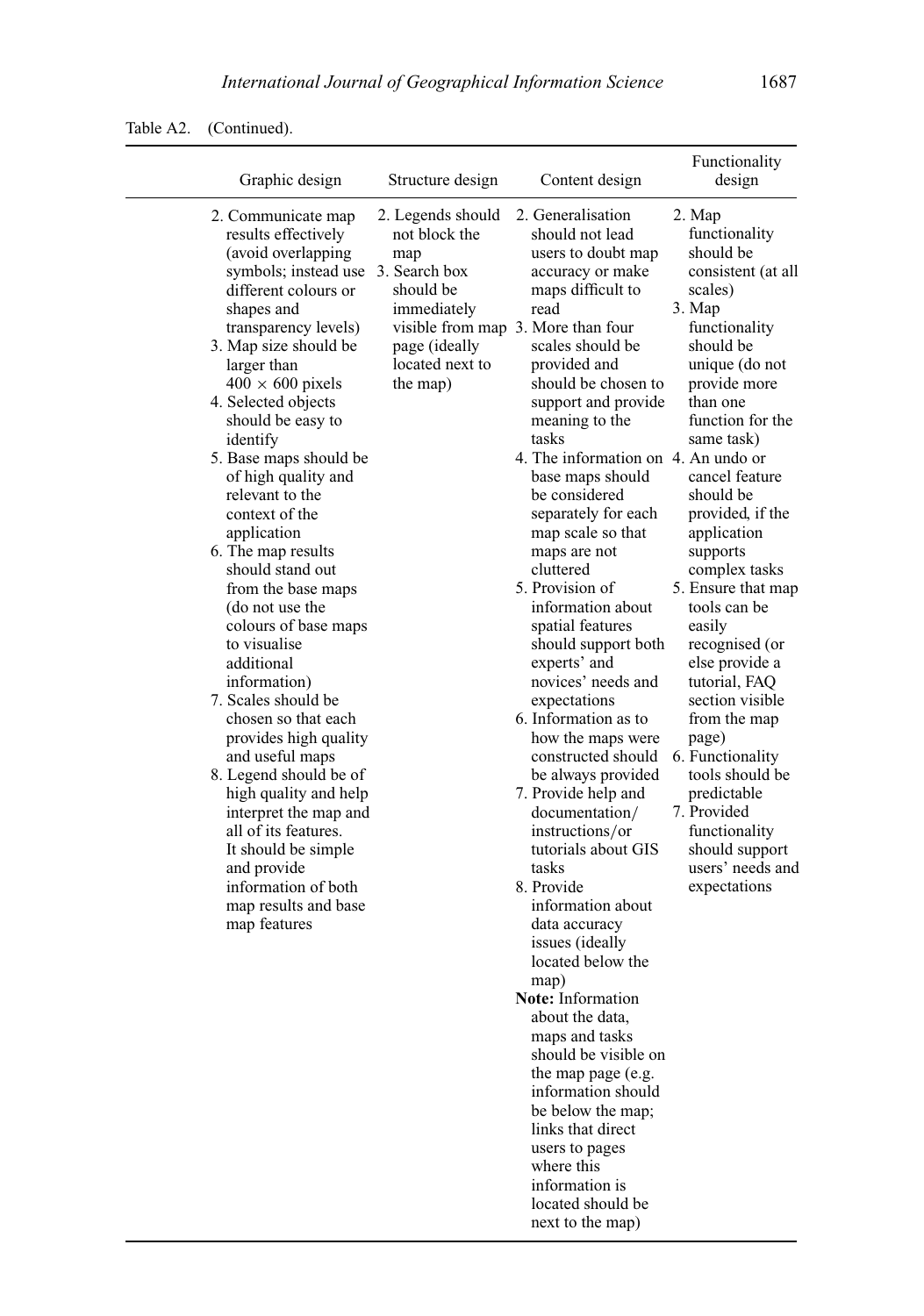Table A2. (Continued).

| | Graphic design | Structure design | Content design | Functionality design |
|---|---|---|---|---|
| | 2. Communicate map results effectively (avoid overlapping symbols; instead use different colours or shapes and transparency levels)<br>3. Map size should be larger than $400 \times 600$ pixels<br>4. Selected objects should be easy to identify<br>5. Base maps should be of high quality and relevant to the context of the application<br>6. The map results should stand out from the base maps (do not use the colours of base maps to visualise additional information)<br>7. Scales should be chosen so that each provides high quality and useful maps<br>8. Legend should be of high quality and help interpret the map and all of its features. It should be simple and provide information of both map results and base map features | 2. Legends should not block the map<br>3. Search box should be immediately visible from map page (ideally located next to the map) | 2. Generalisation should not lead users to doubt map accuracy or make maps difficult to read<br>3. More than four scales should be provided and should be chosen to support and provide meaning to the tasks<br>4. The information on base maps should be considered separately for each map scale so that maps are not cluttered<br>5. Provision of information about spatial features should support both experts' and novices' needs and expectations<br>6. Information as to how the maps were constructed should be always provided<br>7. Provide help and documentation/ instructions/or tutorials about GIS tasks<br>8. Provide information about data accuracy issues (ideally located below the map)<br>**Note:** Information about the data, maps and tasks should be visible on the map page (e.g. information should be below the map; links that direct users to pages where this information is located should be next to the map) | 2. Map functionality should be consistent (at all scales)<br>3. Map functionality should be unique (do not provide more than one function for the same task)<br>4. An undo or cancel feature should be provided, if the application supports complex tasks<br>5. Ensure that map tools can be easily recognised (or else provide a tutorial, FAQ section visible from the map page)<br>6. Functionality tools should be predictable<br>7. Provided functionality should support users' needs and expectations |